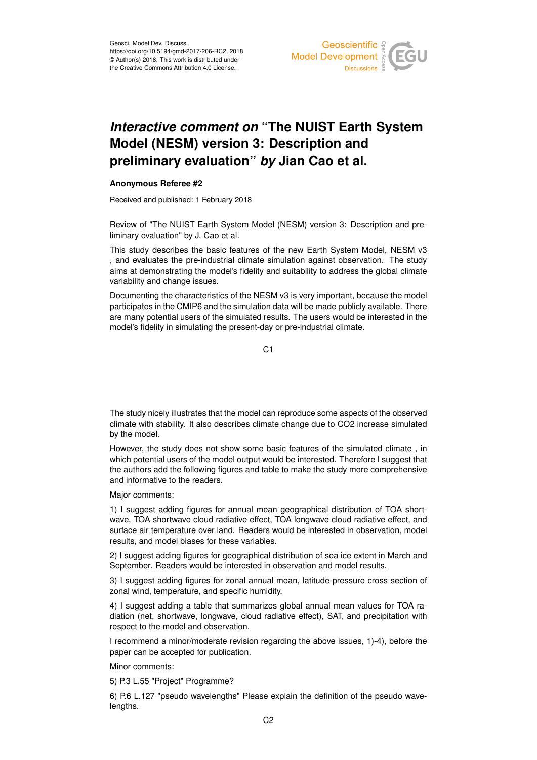# *Interactive comment on* "The NUIST Earth System Model (NESM) version 3: Description and preliminary evaluation" *by* Jian Cao et al.

**Anonymous Referee #2**

Received and published: 1 February 2018

Review of "The NUIST Earth System Model (NESM) version 3: Description and preliminary evaluation" by J. Cao et al.

This study describes the basic features of the new Earth System Model, NESM v3 , and evaluates the pre-industrial climate simulation against observation. The study aims at demonstrating the model's fidelity and suitability to address the global climate variability and change issues.

Documenting the characteristics of the NESM v3 is very important, because the model participates in the CMIP6 and the simulation data will be made publicly available. There are many potential users of the simulated results. The users would be interested in the model's fidelity in simulating the present-day or pre-industrial climate.

The study nicely illustrates that the model can reproduce some aspects of the observed climate with stability. It also describes climate change due to CO2 increase simulated by the model.

However, the study does not show some basic features of the simulated climate , in which potential users of the model output would be interested. Therefore I suggest that the authors add the following figures and table to make the study more comprehensive and informative to the readers.

Major comments:

1) I suggest adding figures for annual mean geographical distribution of TOA shortwave, TOA shortwave cloud radiative effect, TOA longwave cloud radiative effect, and surface air temperature over land. Readers would be interested in observation, model results, and model biases for these variables.

2) I suggest adding figures for geographical distribution of sea ice extent in March and September. Readers would be interested in observation and model results.

3) I suggest adding figures for zonal annual mean, latitude-pressure cross section of zonal wind, temperature, and specific humidity.

4) I suggest adding a table that summarizes global annual mean values for TOA radiation (net, shortwave, longwave, cloud radiative effect), SAT, and precipitation with respect to the model and observation.

I recommend a minor/moderate revision regarding the above issues, 1)-4), before the paper can be accepted for publication.

Minor comments:

5) P.3 L.55 "Project" Programme?

6) P.6 L.127 "pseudo wavelengths" Please explain the definition of the pseudo wavelengths.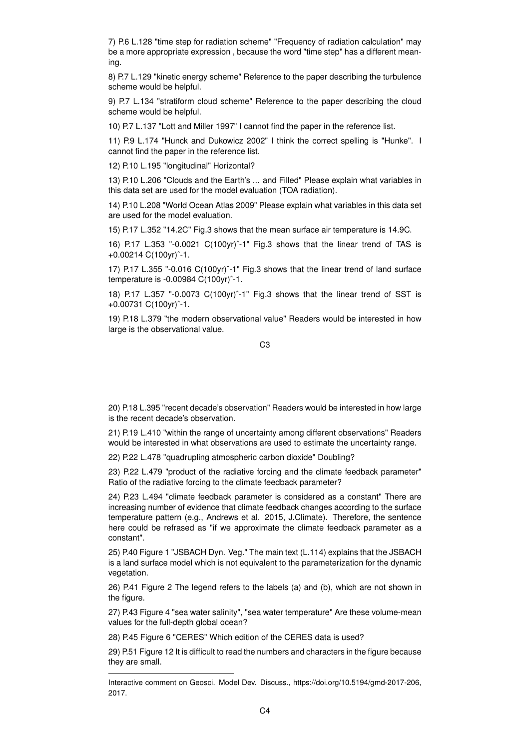7) P.6 L.128 "time step for radiation scheme" "Frequency of radiation calculation" may be a more appropriate expression , because the word "time step" has a different meaning.

8) P.7 L.129 "kinetic energy scheme" Reference to the paper describing the turbulence scheme would be helpful.

9) P.7 L.134 "stratiform cloud scheme" Reference to the paper describing the cloud scheme would be helpful.

10) P.7 L.137 "Lott and Miller 1997" I cannot find the paper in the reference list.

11) P.9 L.174 "Hunck and Dukowicz 2002" I think the correct spelling is "Hunke". I cannot find the paper in the reference list.

12) P.10 L.195 "longitudinal" Horizontal?

13) P.10 L.206 "Clouds and the Earth's ... and Filled" Please explain what variables in this data set are used for the model evaluation (TOA radiation).

14) P.10 L.208 "World Ocean Atlas 2009" Please explain what variables in this data set are used for the model evaluation.

15) P.17 L.352 "14.2C" Fig.3 shows that the mean surface air temperature is 14.9C.

16) P.17 L.353 "-0.0021 C(100yr)ˆ-1" Fig.3 shows that the linear trend of TAS is +0.00214 C(100yr)ˆ-1.

17) P.17 L.355 "-0.016 C(100yr)ˆ-1" Fig.3 shows that the linear trend of land surface temperature is -0.00984 C(100yr)ˆ-1.

18) P.17 L.357 "-0.0073 C(100yr)ˆ-1" Fig.3 shows that the linear trend of SST is +0.00731 C(100yr)ˆ-1.

19) P.18 L.379 "the modern observational value" Readers would be interested in how large is the observational value.

20) P.18 L.395 "recent decade's observation" Readers would be interested in how large is the recent decade's observation.

21) P.19 L.410 "within the range of uncertainty among different observations" Readers would be interested in what observations are used to estimate the uncertainty range.

22) P.22 L.478 "quadrupling atmospheric carbon dioxide" Doubling?

23) P.22 L.479 "product of the radiative forcing and the climate feedback parameter" Ratio of the radiative forcing to the climate feedback parameter?

24) P.23 L.494 "climate feedback parameter is considered as a constant" There are increasing number of evidence that climate feedback changes according to the surface temperature pattern (e.g., Andrews et al. 2015, J.Climate). Therefore, the sentence here could be refrased as "if we approximate the climate feedback parameter as a constant".

25) P.40 Figure 1 "JSBACH Dyn. Veg." The main text (L.114) explains that the JSBACH is a land surface model which is not equivalent to the parameterization for the dynamic vegetation.

26) P.41 Figure 2 The legend refers to the labels (a) and (b), which are not shown in the figure.

27) P.43 Figure 4 "sea water salinity", "sea water temperature" Are these volume-mean values for the full-depth global ocean?

28) P.45 Figure 6 "CERES" Which edition of the CERES data is used?

29) P.51 Figure 12 It is difficult to read the numbers and characters in the figure because they are small.

---

Interactive comment on Geosci. Model Dev. Discuss., https://doi.org/10.5194/gmd-2017-206, 2017.